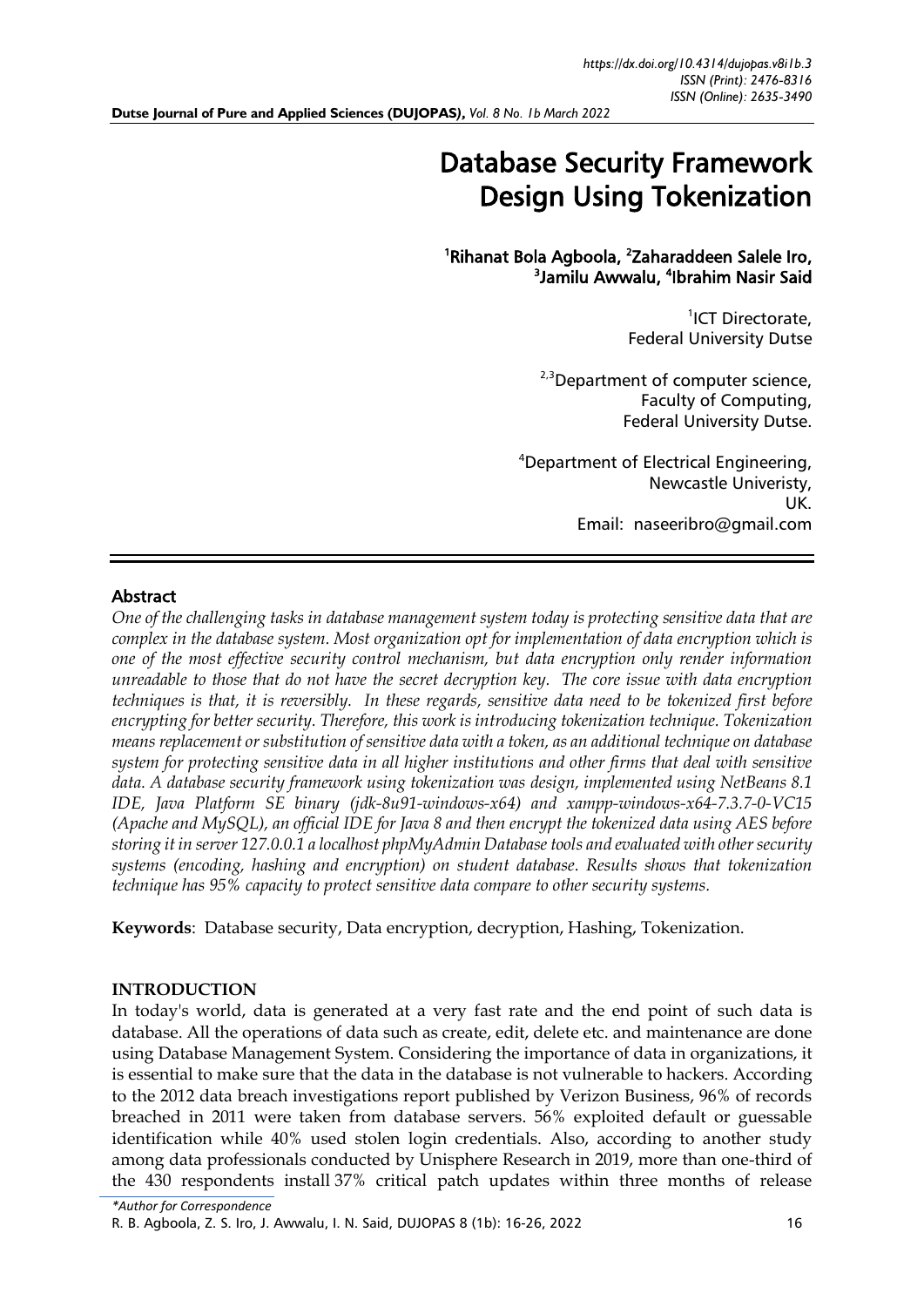# Database Security Framework Design Using Tokenization

[1]Rihanat Bola Agboola, [2]Zaharaddeen Salele Iro, [3]Jamilu Awwalu, [4]Ibrahim Nasir Said

[1]ICT Directorate, Federal University Dutse

[2,3]Department of computer science, Faculty of Computing, Federal University Dutse.

[4]Department of Electrical Engineering, Newcastle Univeristy, UK.
Email: naseeribro@gmail.com

## Abstract

*One of the challenging tasks in database management system today is protecting sensitive data that are complex in the database system. Most organization opt for implementation of data encryption which is one of the most effective security control mechanism, but data encryption only render information unreadable to those that do not have the secret decryption key. The core issue with data encryption techniques is that, it is reversibly. In these regards, sensitive data need to be tokenized first before encrypting for better security. Therefore, this work is introducing tokenization technique. Tokenization means replacement or substitution of sensitive data with a token, as an additional technique on database system for protecting sensitive data in all higher institutions and other firms that deal with sensitive data. A database security framework using tokenization was design, implemented using NetBeans 8.1 IDE, Java Platform SE binary (jdk-8u91-windows-x64) and xampp-windows-x64-7.3.7-0-VC15 (Apache and MySQL), an official IDE for Java 8 and then encrypt the tokenized data using AES before storing it in server 127.0.0.1 a localhost phpMyAdmin Database tools and evaluated with other security systems (encoding, hashing and encryption) on student database. Results shows that tokenization technique has 95% capacity to protect sensitive data compare to other security systems.*

**Keywords**: Database security, Data encryption, decryption, Hashing, Tokenization.

## INTRODUCTION

In today's world, data is generated at a very fast rate and the end point of such data is database. All the operations of data such as create, edit, delete etc. and maintenance are done using Database Management System. Considering the importance of data in organizations, it is essential to make sure that the data in the database is not vulnerable to hackers. According to the 2012 data breach investigations report published by Verizon Business, 96% of records breached in 2011 were taken from database servers. 56% exploited default or guessable identification while 40% used stolen login credentials. Also, according to another study among data professionals conducted by Unisphere Research in 2019, more than one-third of the 430 respondents install 37% critical patch updates within three months of release

*\*Author for Correspondence*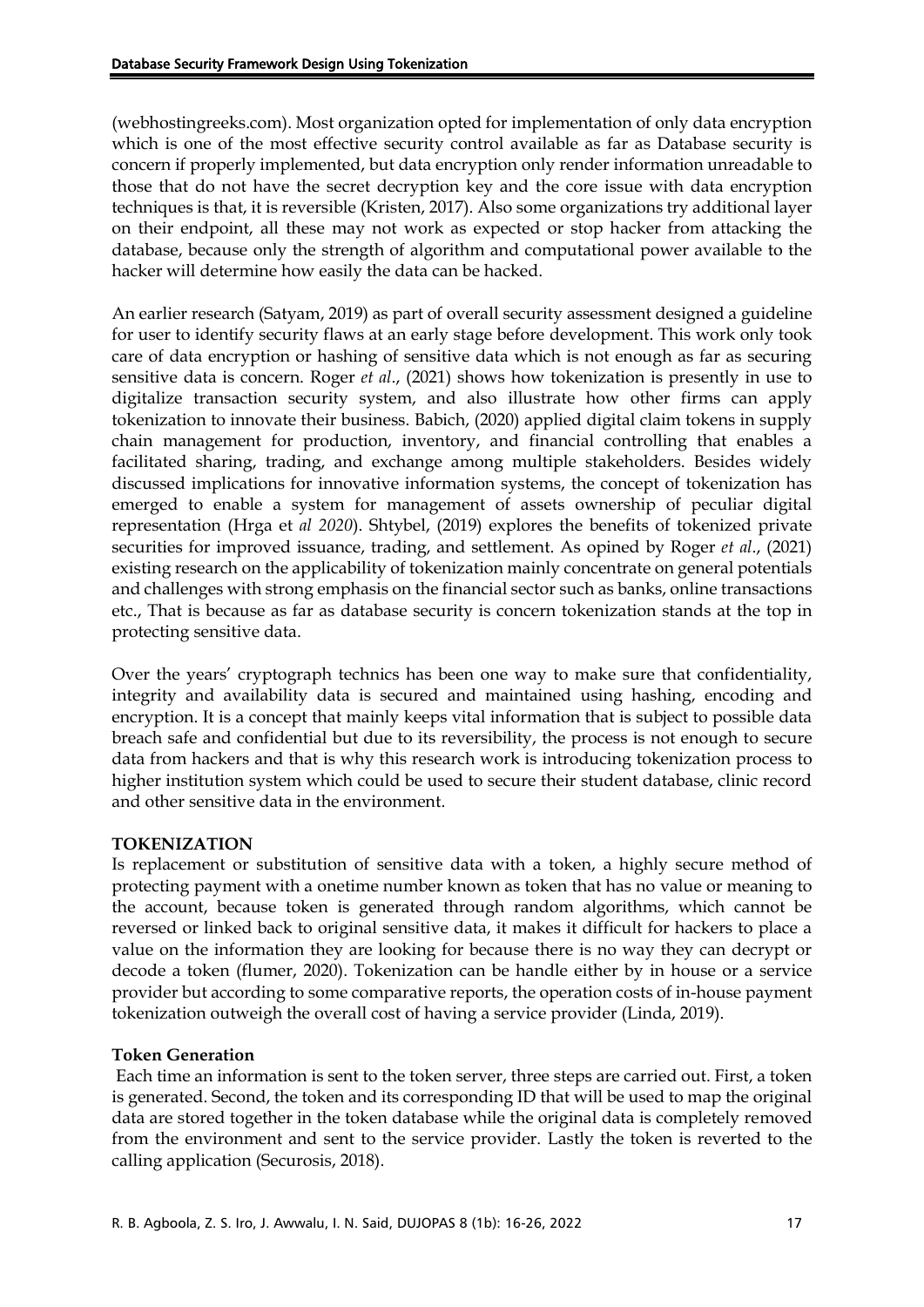(webhostingreeks.com). Most organization opted for implementation of only data encryption which is one of the most effective security control available as far as Database security is concern if properly implemented, but data encryption only render information unreadable to those that do not have the secret decryption key and the core issue with data encryption techniques is that, it is reversible (Kristen, 2017). Also some organizations try additional layer on their endpoint, all these may not work as expected or stop hacker from attacking the database, because only the strength of algorithm and computational power available to the hacker will determine how easily the data can be hacked.

An earlier research (Satyam, 2019) as part of overall security assessment designed a guideline for user to identify security flaws at an early stage before development. This work only took care of data encryption or hashing of sensitive data which is not enough as far as securing sensitive data is concern. Roger *et al*., (2021) shows how tokenization is presently in use to digitalize transaction security system, and also illustrate how other firms can apply tokenization to innovate their business. Babich, (2020) applied digital claim tokens in supply chain management for production, inventory, and financial controlling that enables a facilitated sharing, trading, and exchange among multiple stakeholders. Besides widely discussed implications for innovative information systems, the concept of tokenization has emerged to enable a system for management of assets ownership of peculiar digital representation (Hrga et *al 2020*). Shtybel, (2019) explores the benefits of tokenized private securities for improved issuance, trading, and settlement. As opined by Roger *et al*., (2021) existing research on the applicability of tokenization mainly concentrate on general potentials and challenges with strong emphasis on the financial sector such as banks, online transactions etc., That is because as far as database security is concern tokenization stands at the top in protecting sensitive data.

Over the years' cryptograph technics has been one way to make sure that confidentiality, integrity and availability data is secured and maintained using hashing, encoding and encryption. It is a concept that mainly keeps vital information that is subject to possible data breach safe and confidential but due to its reversibility, the process is not enough to secure data from hackers and that is why this research work is introducing tokenization process to higher institution system which could be used to secure their student database, clinic record and other sensitive data in the environment.

**TOKENIZATION**

Is replacement or substitution of sensitive data with a token, a highly secure method of protecting payment with a onetime number known as token that has no value or meaning to the account, because token is generated through random algorithms, which cannot be reversed or linked back to original sensitive data, it makes it difficult for hackers to place a value on the information they are looking for because there is no way they can decrypt or decode a token (flumer, 2020). Tokenization can be handle either by in house or a service provider but according to some comparative reports, the operation costs of in-house payment tokenization outweigh the overall cost of having a service provider (Linda, 2019).

**Token Generation**

Each time an information is sent to the token server, three steps are carried out. First, a token is generated. Second, the token and its corresponding ID that will be used to map the original data are stored together in the token database while the original data is completely removed from the environment and sent to the service provider. Lastly the token is reverted to the calling application (Securosis, 2018).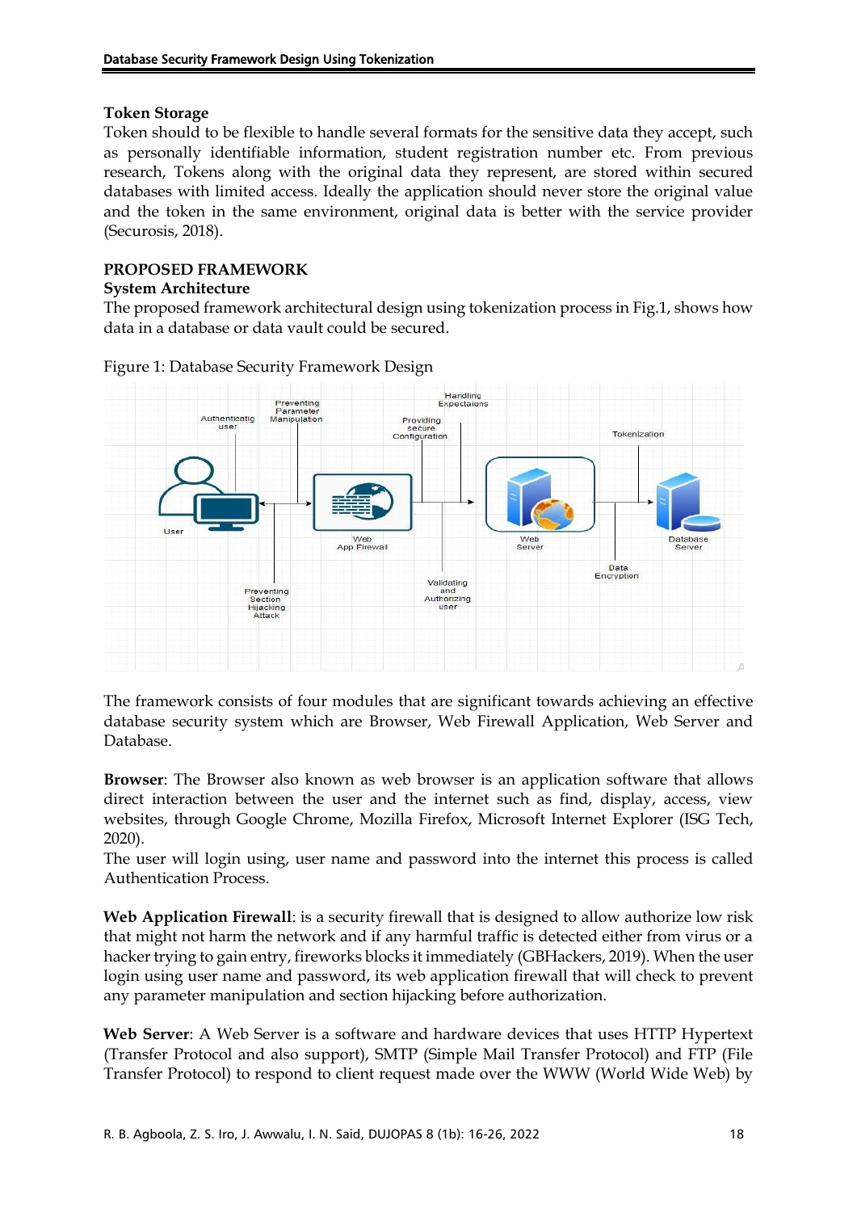### Token Storage

Token should to be flexible to handle several formats for the sensitive data they accept, such as personally identifiable information, student registration number etc. From previous research, Tokens along with the original data they represent, are stored within secured databases with limited access. Ideally the application should never store the original value and the token in the same environment, original data is better with the service provider (Securosis, 2018).

## PROPOSED FRAMEWORK

### System Architecture

The proposed framework architectural design using tokenization process in Fig.1, shows how data in a database or data vault could be secured.

Figure 1: Database Security Framework Design

The framework consists of four modules that are significant towards achieving an effective database security system which are Browser, Web Firewall Application, Web Server and Database.

**Browser**: The Browser also known as web browser is an application software that allows direct interaction between the user and the internet such as find, display, access, view websites, through Google Chrome, Mozilla Firefox, Microsoft Internet Explorer (ISG Tech, 2020).

The user will login using, user name and password into the internet this process is called Authentication Process.

**Web Application Firewall**: is a security firewall that is designed to allow authorize low risk that might not harm the network and if any harmful traffic is detected either from virus or a hacker trying to gain entry, fireworks blocks it immediately (GBHackers, 2019). When the user login using user name and password, its web application firewall that will check to prevent any parameter manipulation and section hijacking before authorization.

**Web Server**: A Web Server is a software and hardware devices that uses HTTP Hypertext (Transfer Protocol and also support), SMTP (Simple Mail Transfer Protocol) and FTP (File Transfer Protocol) to respond to client request made over the WWW (World Wide Web) by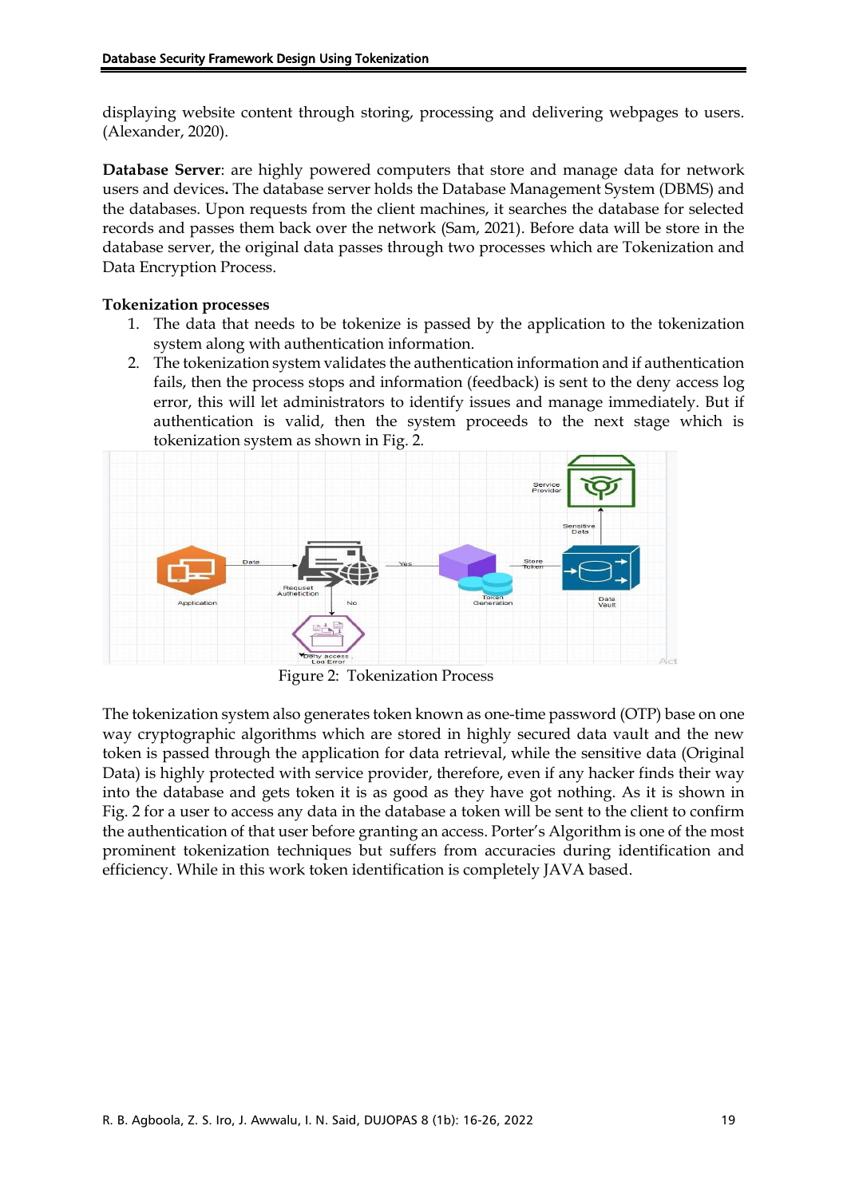displaying website content through storing, processing and delivering webpages to users. (Alexander, 2020).

**Database Server**: are highly powered computers that store and manage data for network users and devices**.** The database server holds the Database Management System (DBMS) and the databases. Upon requests from the client machines, it searches the database for selected records and passes them back over the network (Sam, 2021). Before data will be store in the database server, the original data passes through two processes which are Tokenization and Data Encryption Process.

**Tokenization processes**

1. The data that needs to be tokenize is passed by the application to the tokenization system along with authentication information.
2. The tokenization system validates the authentication information and if authentication fails, then the process stops and information (feedback) is sent to the deny access log error, this will let administrators to identify issues and manage immediately. But if authentication is valid, then the system proceeds to the next stage which is tokenization system as shown in Fig. 2.

Figure 2: Tokenization Process

The tokenization system also generates token known as one-time password (OTP) base on one way cryptographic algorithms which are stored in highly secured data vault and the new token is passed through the application for data retrieval, while the sensitive data (Original Data) is highly protected with service provider, therefore, even if any hacker finds their way into the database and gets token it is as good as they have got nothing. As it is shown in Fig. 2 for a user to access any data in the database a token will be sent to the client to confirm the authentication of that user before granting an access. Porter's Algorithm is one of the most prominent tokenization techniques but suffers from accuracies during identification and efficiency. While in this work token identification is completely JAVA based.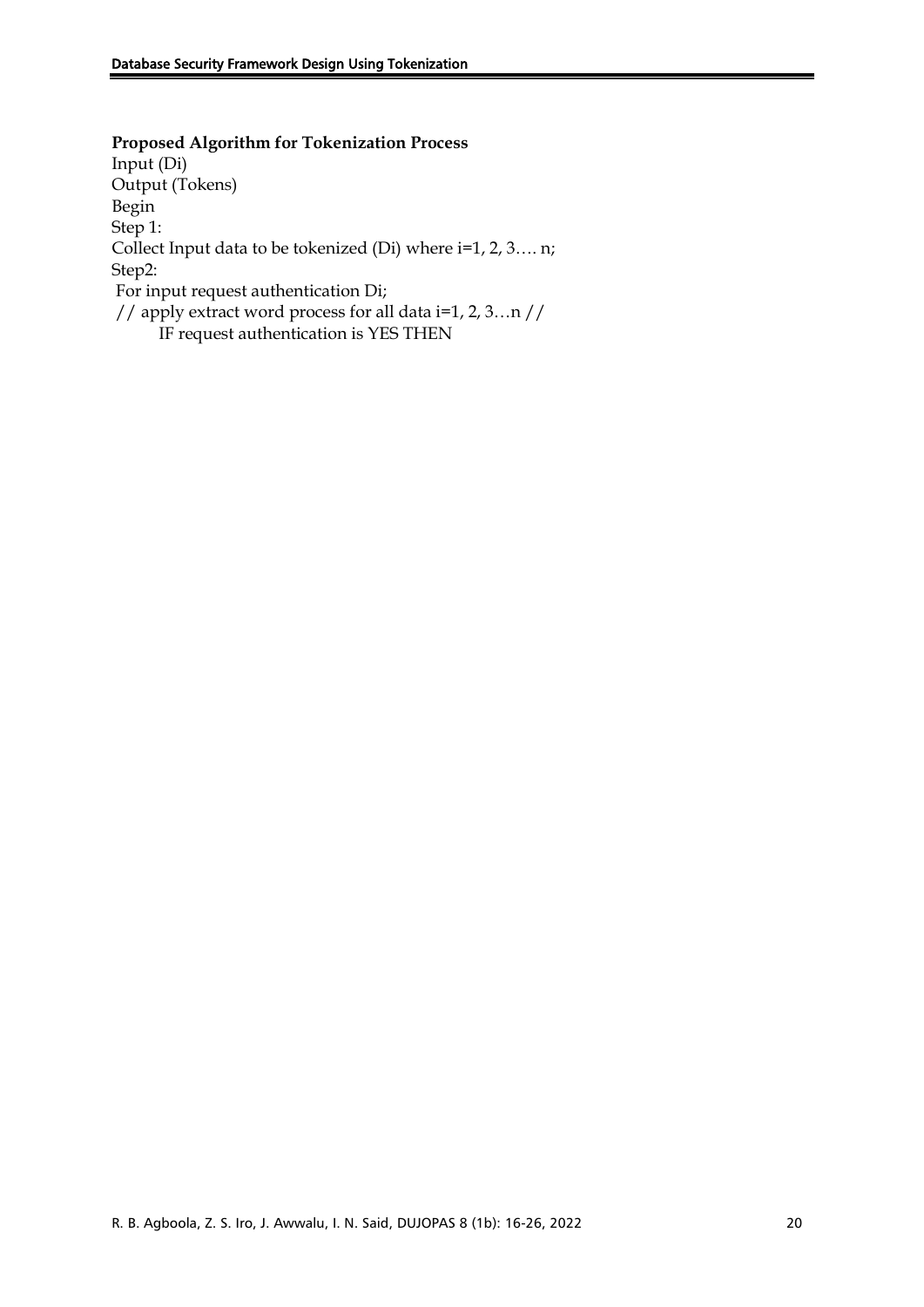**Proposed Algorithm for Tokenization Process**

Input (Di)
Output (Tokens)
Begin
Step 1:
Collect Input data to be tokenized (Di) where i=1, 2, 3…. n;
Step2:
For input request authentication Di;
// apply extract word process for all data i=1, 2, 3…n //
IF request authentication is YES THEN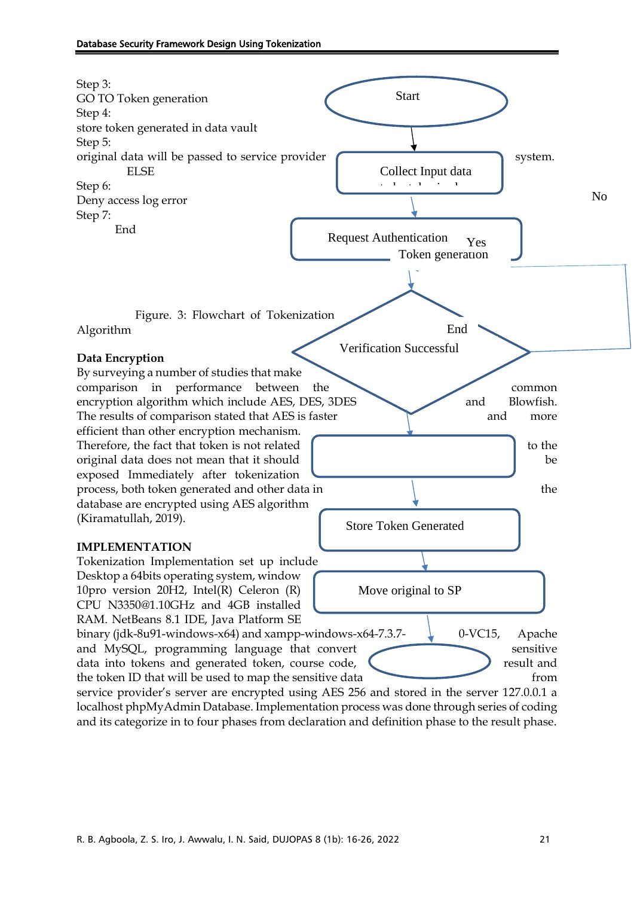Step 3:
GO TO Token generation
Step 4:
store token generated in data vault
Step 5:
original data will be passed to service provider system.
ELSE
Step 6:
Deny access log error
Step 7:
End

Start

Collect Input data

Request Authentication

Yes

Token generation

No

Verification Successful

End

Store Token Generated

Move original to SP

Figure. 3: Flowchart of Tokenization Algorithm

**Data Encryption**

By surveying a number of studies that make comparison in performance between the common encryption algorithm which include AES, DES, 3DES and Blowfish. The results of comparison stated that AES is faster and more efficient than other encryption mechanism. Therefore, the fact that token is not related to the original data does not mean that it should be exposed Immediately after tokenization the process, both token generated and other data in database are encrypted using AES algorithm (Kiramatullah, 2019).

**IMPLEMENTATION**

Tokenization Implementation set up include Desktop a 64bits operating system, window 10pro version 20H2, Intel(R) Celeron (R) CPU N3350@1.10GHz and 4GB installed RAM. NetBeans 8.1 IDE, Java Platform SE binary (jdk-8u91-windows-x64) and xampp-windows-x64-7.3.7-0-VC15, Apache and MySQL, programming language that convert sensitive data into tokens and generated token, course code, result and the token ID that will be used to map the sensitive data from service provider's server are encrypted using AES 256 and stored in the server 127.0.0.1 a localhost phpMyAdmin Database. Implementation process was done through series of coding and its categorize in to four phases from declaration and definition phase to the result phase.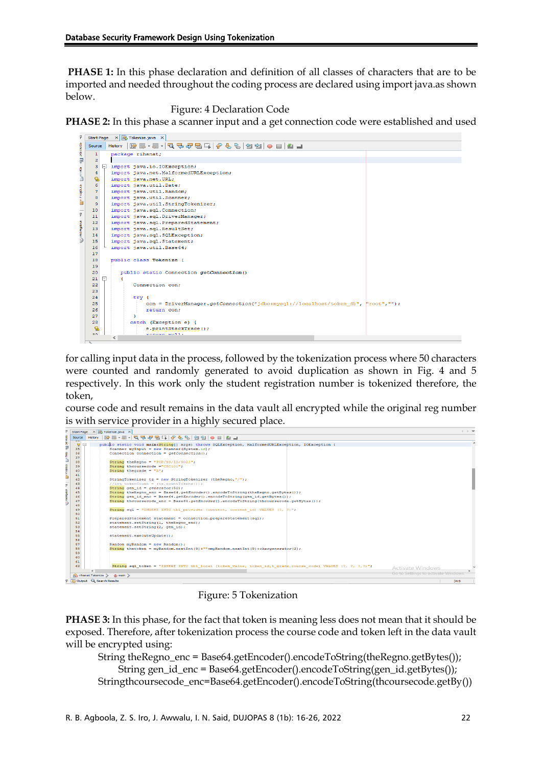**PHASE 1:** In this phase declaration and definition of all classes of characters that are to be imported and needed throughout the coding process are declared using import java.as shown below.

Figure: 4 Declaration Code

**PHASE 2:** In this phase a scanner input and a get connection code were established and used

```
package rihenat;

import java.io.IOException;
import java.net.MalformedURLException;
import java.net.URL;
import java.util.Date;
import java.util.Random;
import java.util.Scanner;
import java.util.StringTokenizer;
import java.sql.Connection;
import java.sql.DriverManager;
import java.sql.PreparedStatement;
import java.sql.ResultSet;
import java.sql.SQLException;
import java.sql.Statement;
import java.util.Base64;

public class Tokenize {

    public static Connection getConnection()
    {
        Connection con;

        try {
            con = DriverManager.getConnection("jdbc:mysql://localhost/token_db", "root","");
            return con;
        }
        catch (Exception e) {
            e.printStackTrace();
```

for calling input data in the process, followed by the tokenization process where 50 characters were counted and randomly generated to avoid duplication as shown in Fig. 4 and 5 respectively. In this work only the student registration number is tokenized therefore, the token,

course code and result remains in the data vault all encrypted while the original reg number is with service provider in a highly secured place.

```
public static void main(String[] args) throws SQLException, MalformedURLException, IOException {
    Scanner myInput = new Scanner(System.in);
    Connection connection = getConnection();

    String theRegno = "FCP/95/IS/9021";
    String thcoursecode ="CSC101";
    String thegrade = "A";

    StringTokenizer tz = new StringTokenizer (theRegno,"/");
    //int tokenCount = (tz.countTokens());
    String gen_id = generator(50);
    String theRegno_enc = Base64.getEncoder().encodeToString(theRegno.getBytes());
    String gen_id_enc = Base64.getEncoder().encodeToString(gen_id.getBytes());
    String thcoursecode_enc = Base64.getEncoder().encodeToString(thcoursecode.getBytes());

    String sql = "INSERT INTO tbl_provider (content, content_id) VALUES (?, ?)";

    PreparedStatement statement = connection.prepareStatement(sql);
    statement.setString(1, theRegno_enc);
    statement.setString(2, gen_id);

    statement.executeUpdate();

    Random myRandom = new Random();
    String thetoken = myRandom.nextInt(9)+""+myRandom.nextInt(9)+chargenerator(2);

    String sql_token = "INSERT INTO tbl_local (token_value, token_id,t_grade,course_code) VALUES (?, ?, ?,?)";
```

Figure: 5 Tokenization

**PHASE 3:** In this phase, for the fact that token is meaning less does not mean that it should be exposed. Therefore, after tokenization process the course code and token left in the data vault will be encrypted using:

String theRegno_enc = Base64.getEncoder().encodeToString(theRegno.getBytes());
String gen_id_enc = Base64.getEncoder().encodeToString(gen_id.getBytes());
Stringthcoursecode_enc=Base64.getEncoder().encodeToString(thcoursecode.getBy())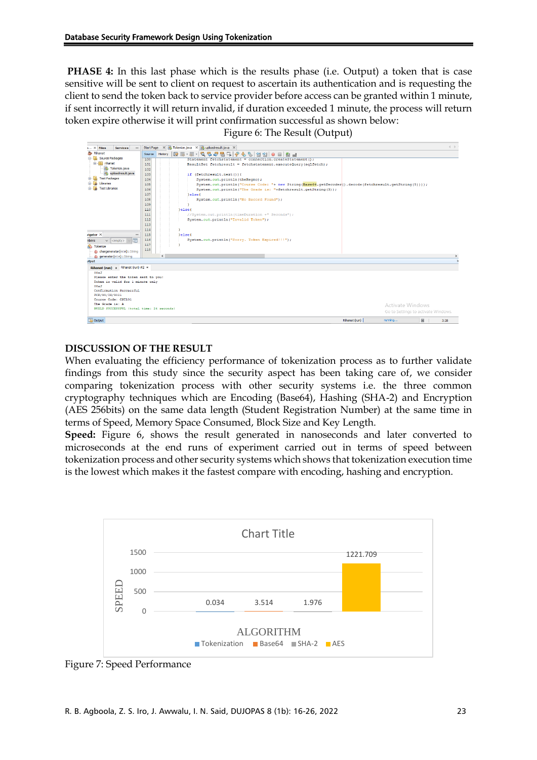**PHASE 4:** In this last phase which is the results phase (i.e. Output) a token that is case sensitive will be sent to client on request to ascertain its authentication and is requesting the client to send the token back to service provider before access can be granted within 1 minute, if sent incorrectly it will return invalid, if duration exceeded 1 minute, the process will return token expire otherwise it will print confirmation successful as shown below:

Figure 6: The Result (Output)

### DISCUSSION OF THE RESULT

When evaluating the efficiency performance of tokenization process as to further validate findings from this study since the security aspect has been taking care of, we consider comparing tokenization process with other security systems i.e. the three common cryptography techniques which are Encoding (Base64), Hashing (SHA-2) and Encryption (AES 256bits) on the same data length (Student Registration Number) at the same time in terms of Speed, Memory Space Consumed, Block Size and Key Length.

**Speed:** Figure 6, shows the result generated in nanoseconds and later converted to microseconds at the end runs of experiment carried out in terms of speed between tokenization process and other security systems which shows that tokenization execution time is the lowest which makes it the fastest compare with encoding, hashing and encryption.

Figure 7: Speed Performance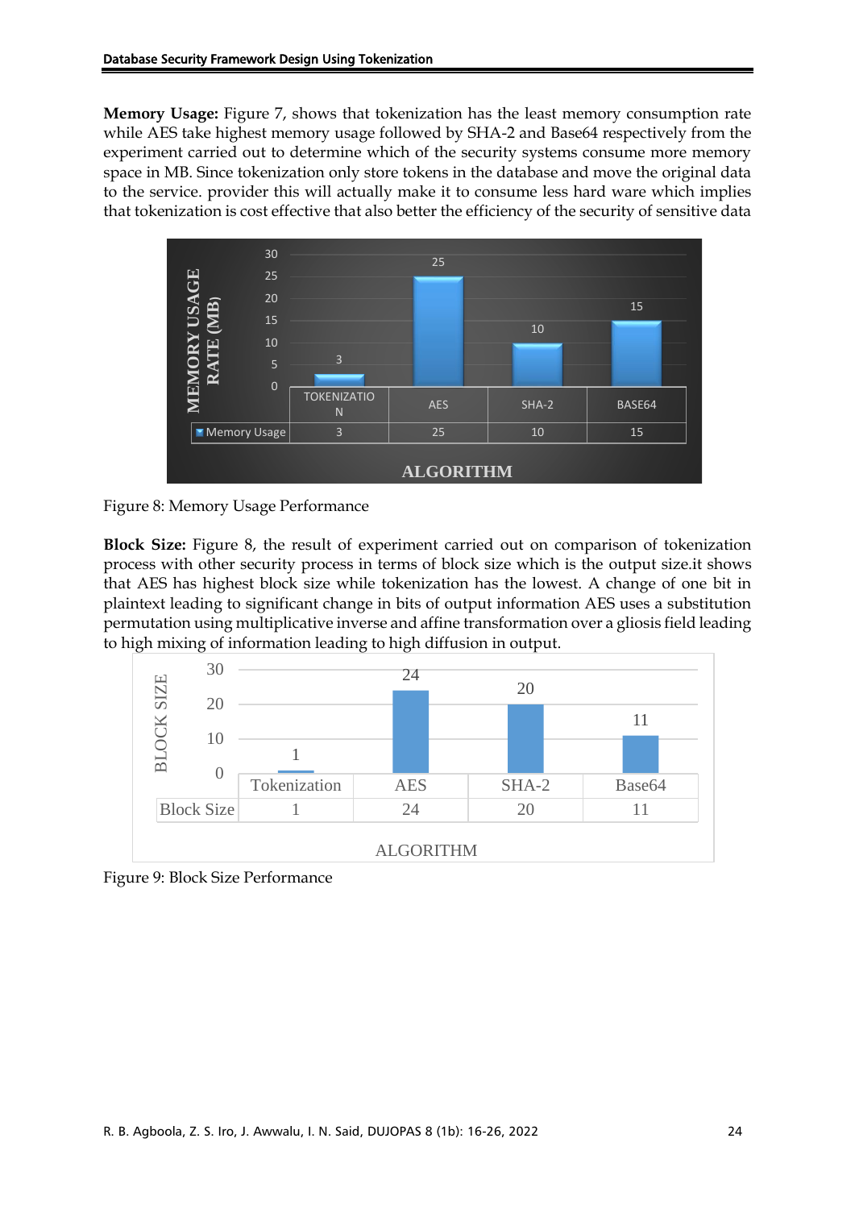**Memory Usage:** Figure 7, shows that tokenization has the least memory consumption rate while AES take highest memory usage followed by SHA-2 and Base64 respectively from the experiment carried out to determine which of the security systems consume more memory space in MB. Since tokenization only store tokens in the database and move the original data to the service. provider this will actually make it to consume less hard ware which implies that tokenization is cost effective that also better the efficiency of the security of sensitive data

| | TOKENIZATION | AES | SHA-2 | BASE64 |
|---|---|---|---|---|
| Memory Usage | 3 | 25 | 10 | 15 |

Figure 8: Memory Usage Performance

**Block Size:** Figure 8, the result of experiment carried out on comparison of tokenization process with other security process in terms of block size which is the output size.it shows that AES has highest block size while tokenization has the lowest. A change of one bit in plaintext leading to significant change in bits of output information AES uses a substitution permutation using multiplicative inverse and affine transformation over a gliosis field leading to high mixing of information leading to high diffusion in output.

| | Tokenization | AES | SHA-2 | Base64 |
|---|---|---|---|---|
| Block Size | 1 | 24 | 20 | 11 |

Figure 9: Block Size Performance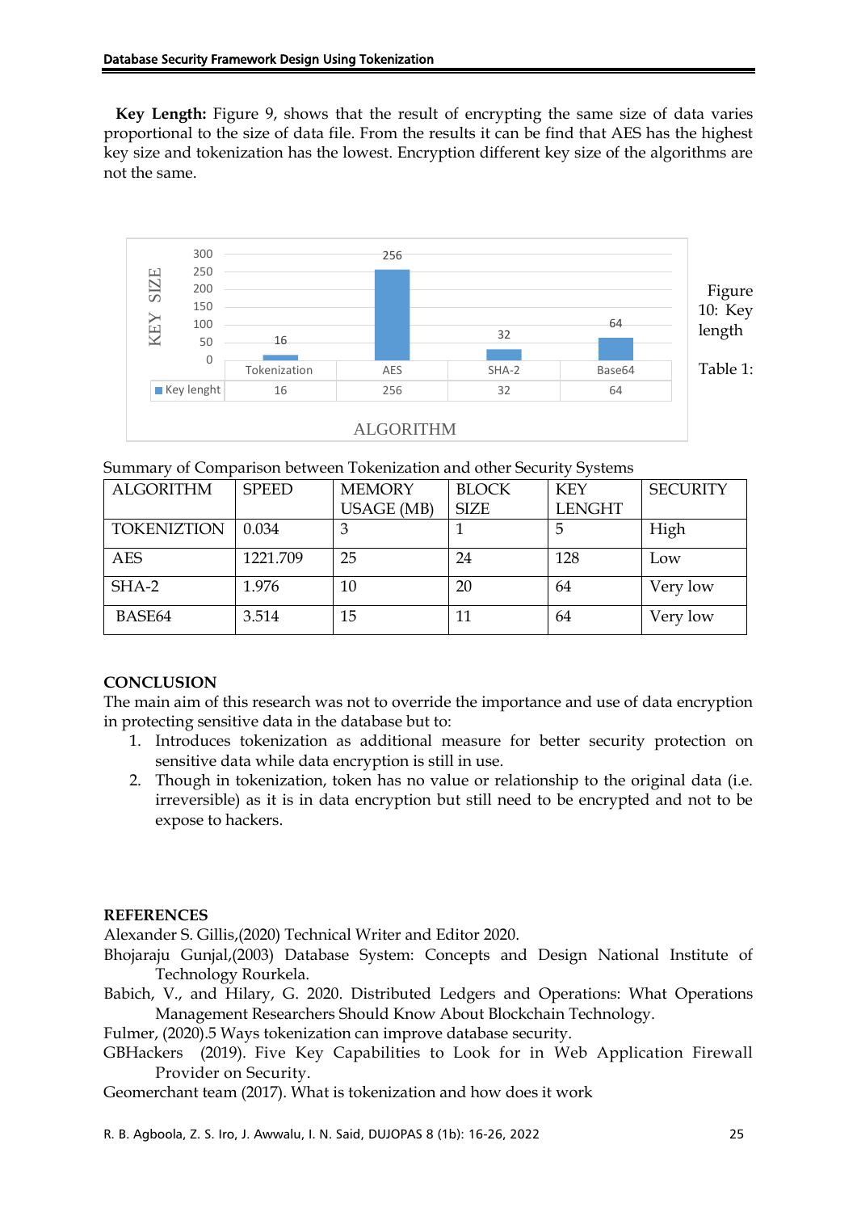**Key Length:** Figure 9, shows that the result of encrypting the same size of data varies proportional to the size of data file. From the results it can be find that AES has the highest key size and tokenization has the lowest. Encryption different key size of the algorithms are not the same.

| | Tokenization | AES | SHA-2 | Base64 |
|---|---|---|---|---|
| Key lenght | 16 | 256 | 32 | 64 |

Figure 10: Key length

Table 1: Summary of Comparison between Tokenization and other Security Systems

| ALGORITHM | SPEED | MEMORY USAGE (MB) | BLOCK SIZE | KEY LENGHT | SECURITY |
|---|---|---|---|---|---|
| TOKENIZTION | 0.034 | 3 | 1 | 5 | High |
| AES | 1221.709 | 25 | 24 | 128 | Low |
| SHA-2 | 1.976 | 10 | 20 | 64 | Very low |
| BASE64 | 3.514 | 15 | 11 | 64 | Very low |

## CONCLUSION

The main aim of this research was not to override the importance and use of data encryption in protecting sensitive data in the database but to:

1. Introduces tokenization as additional measure for better security protection on sensitive data while data encryption is still in use.
2. Though in tokenization, token has no value or relationship to the original data (i.e. irreversible) as it is in data encryption but still need to be encrypted and not to be expose to hackers.

## REFERENCES

Alexander S. Gillis,(2020) Technical Writer and Editor 2020.

Bhojaraju Gunjal,(2003) Database System: Concepts and Design National Institute of Technology Rourkela.

Babich, V., and Hilary, G. 2020. Distributed Ledgers and Operations: What Operations Management Researchers Should Know About Blockchain Technology.

Fulmer, (2020).5 Ways tokenization can improve database security.

GBHackers (2019). Five Key Capabilities to Look for in Web Application Firewall Provider on Security.

Geomerchant team (2017). What is tokenization and how does it work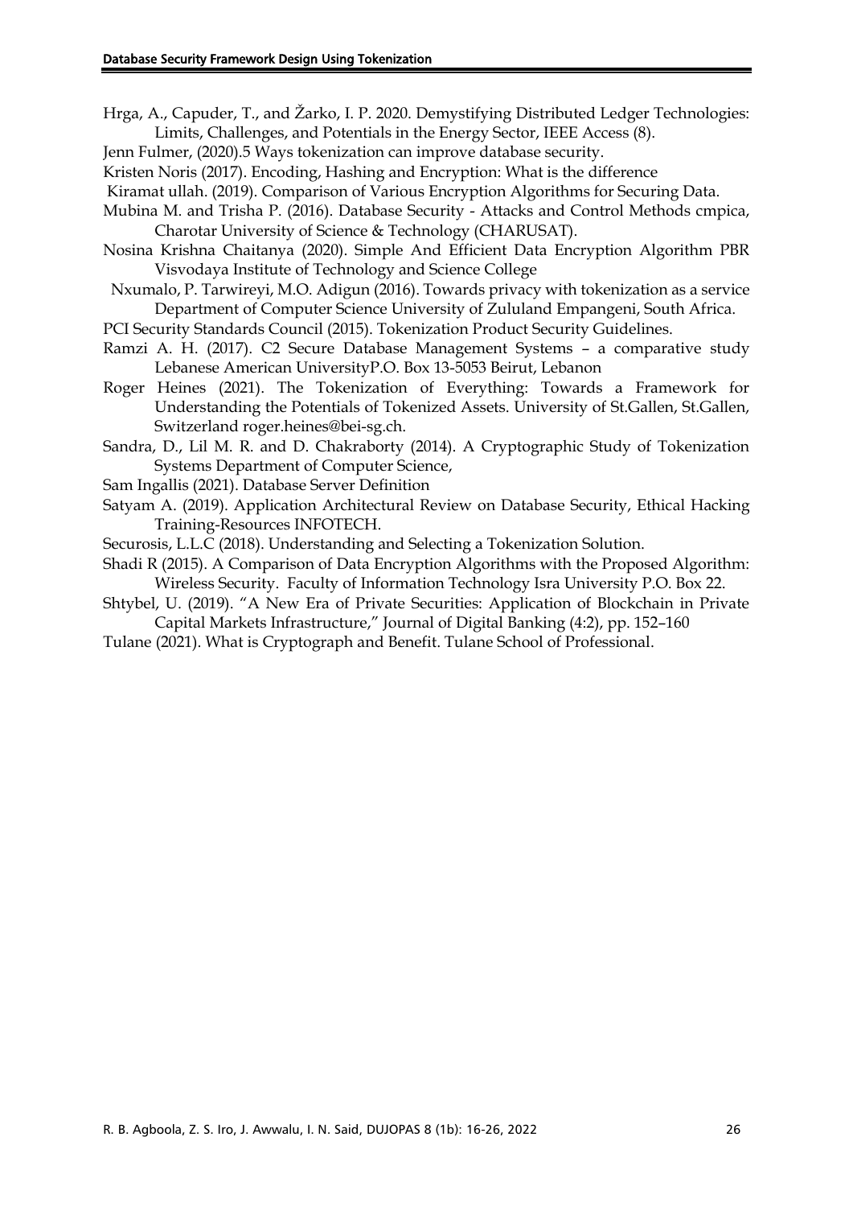Hrga, A., Capuder, T., and Žarko, I. P. 2020. Demystifying Distributed Ledger Technologies: Limits, Challenges, and Potentials in the Energy Sector, IEEE Access (8).

Jenn Fulmer, (2020).5 Ways tokenization can improve database security.

Kristen Noris (2017). Encoding, Hashing and Encryption: What is the difference

Kiramat ullah. (2019). Comparison of Various Encryption Algorithms for Securing Data.

Mubina M. and Trisha P. (2016). Database Security - Attacks and Control Methods cmpica, Charotar University of Science & Technology (CHARUSAT).

Nosina Krishna Chaitanya (2020). Simple And Efficient Data Encryption Algorithm PBR Visvodaya Institute of Technology and Science College

Nxumalo, P. Tarwireyi, M.O. Adigun (2016). Towards privacy with tokenization as a service Department of Computer Science University of Zululand Empangeni, South Africa.

PCI Security Standards Council (2015). Tokenization Product Security Guidelines.

Ramzi A. H. (2017). C2 Secure Database Management Systems – a comparative study Lebanese American UniversityP.O. Box 13-5053 Beirut, Lebanon

Roger Heines (2021). The Tokenization of Everything: Towards a Framework for Understanding the Potentials of Tokenized Assets. University of St.Gallen, St.Gallen, Switzerland roger.heines@bei-sg.ch.

Sandra, D., Lil M. R. and D. Chakraborty (2014). A Cryptographic Study of Tokenization Systems Department of Computer Science,

Sam Ingallis (2021). Database Server Definition

Satyam A. (2019). Application Architectural Review on Database Security, Ethical Hacking Training-Resources INFOTECH.

Securosis, L.L.C (2018). Understanding and Selecting a Tokenization Solution.

Shadi R (2015). A Comparison of Data Encryption Algorithms with the Proposed Algorithm: Wireless Security. Faculty of Information Technology Isra University P.O. Box 22.

Shtybel, U. (2019). "A New Era of Private Securities: Application of Blockchain in Private Capital Markets Infrastructure," Journal of Digital Banking (4:2), pp. 152–160

Tulane (2021). What is Cryptograph and Benefit. Tulane School of Professional.